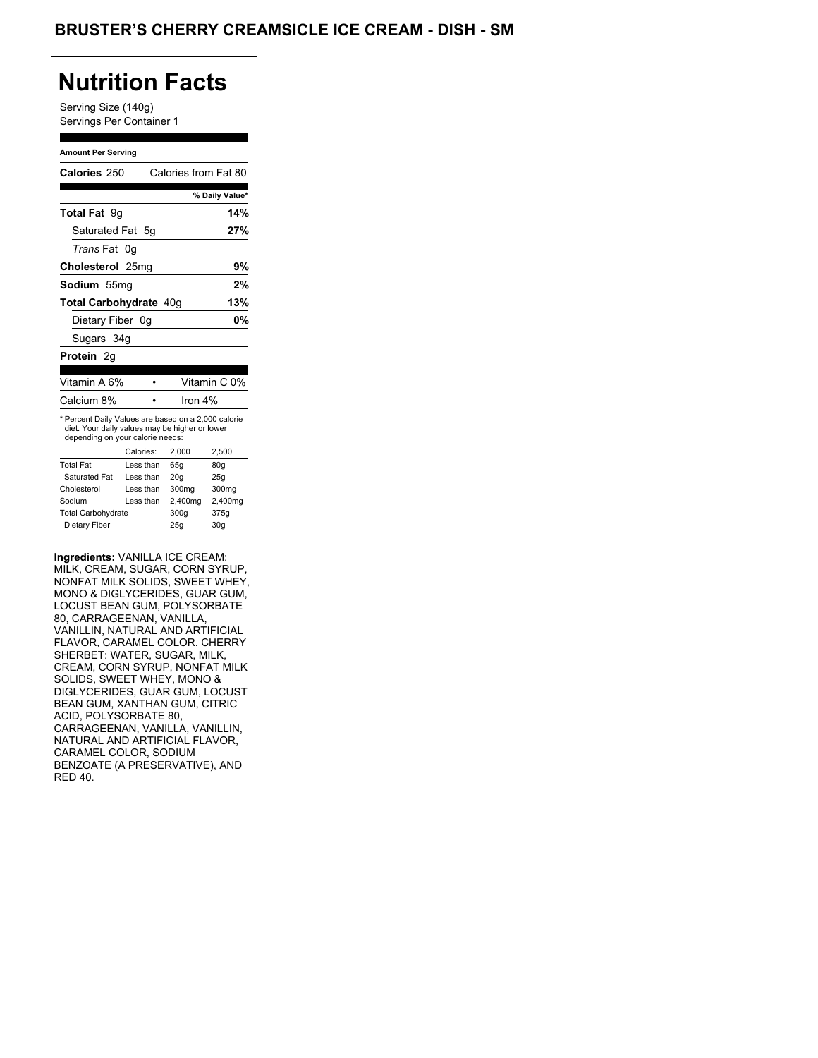# BRUSTER'S CHERRY CREAMSICLE ICE CREAM - DISH - SM

## Nutrition Facts

Serving Size (140g)
Servings Per Container 1

**Amount Per Serving**

**Calories** 250 | Calories from Fat 80

| | % Daily Value* |
|---|---|
| **Total Fat** 9g | **14%** |
| Saturated Fat 5g | **27%** |
| *Trans* Fat 0g | |
| **Cholesterol** 25mg | **9%** |
| **Sodium** 55mg | **2%** |
| **Total Carbohydrate** 40g | **13%** |
| Dietary Fiber 0g | **0%** |
| Sugars 34g | |
| **Protein** 2g | |

| | |
|---|---|
| Vitamin A 6% | Vitamin C 0% |
| Calcium 8% | Iron 4% |

* Percent Daily Values are based on a 2,000 calorie diet. Your daily values may be higher or lower depending on your calorie needs:

| | Calories: | 2,000 | 2,500 |
|---|---|---|---|
| Total Fat | Less than | 65g | 80g |
| Saturated Fat | Less than | 20g | 25g |
| Cholesterol | Less than | 300mg | 300mg |
| Sodium | Less than | 2,400mg | 2,400mg |
| Total Carbohydrate | | 300g | 375g |
| Dietary Fiber | | 25g | 30g |

**Ingredients:** VANILLA ICE CREAM: MILK, CREAM, SUGAR, CORN SYRUP, NONFAT MILK SOLIDS, SWEET WHEY, MONO & DIGLYCERIDES, GUAR GUM, LOCUST BEAN GUM, POLYSORBATE 80, CARRAGEENAN, VANILLA, VANILLIN, NATURAL AND ARTIFICIAL FLAVOR, CARAMEL COLOR. CHERRY SHERBET: WATER, SUGAR, MILK, CREAM, CORN SYRUP, NONFAT MILK SOLIDS, SWEET WHEY, MONO & DIGLYCERIDES, GUAR GUM, LOCUST BEAN GUM, XANTHAN GUM, CITRIC ACID, POLYSORBATE 80, CARRAGEENAN, VANILLA, VANILLIN, NATURAL AND ARTIFICIAL FLAVOR, CARAMEL COLOR, SODIUM BENZOATE (A PRESERVATIVE), AND RED 40.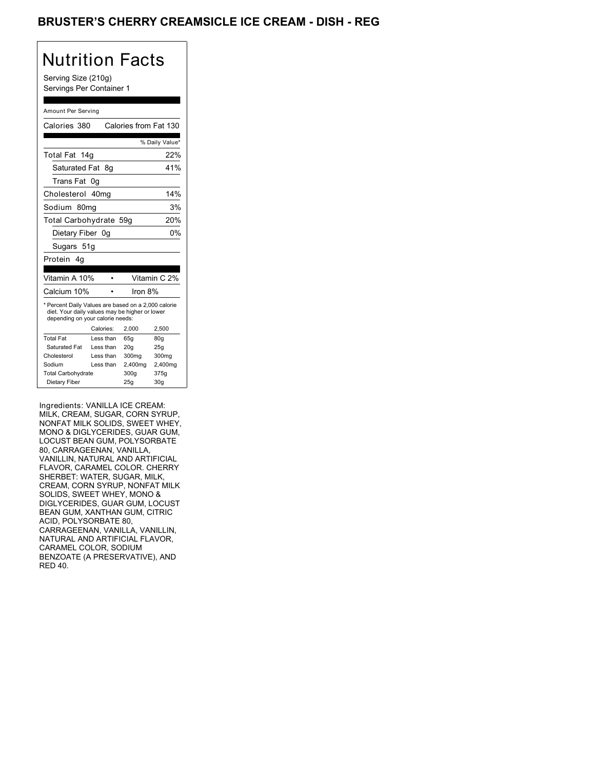# BRUSTER'S CHERRY CREAMSICLE ICE CREAM - DISH - REG

## Nutrition Facts

Serving Size (210g)
Servings Per Container 1

Amount Per Serving

Calories 380 Calories from Fat 130

| | % Daily Value* |
|---|---|
| Total Fat 14g | 22% |
| Saturated Fat 8g | 41% |
| Trans Fat 0g | |
| Cholesterol 40mg | 14% |
| Sodium 80mg | 3% |
| Total Carbohydrate 59g | 20% |
| Dietary Fiber 0g | 0% |
| Sugars 51g | |
| Protein 4g | |

| | |
|---|---|
| Vitamin A 10% | Vitamin C 2% |
| Calcium 10% | Iron 8% |

* Percent Daily Values are based on a 2,000 calorie diet. Your daily values may be higher or lower depending on your calorie needs:

| | Calories: | 2,000 | 2,500 |
|---|---|---|---|
| Total Fat | Less than | 65g | 80g |
| Saturated Fat | Less than | 20g | 25g |
| Cholesterol | Less than | 300mg | 300mg |
| Sodium | Less than | 2,400mg | 2,400mg |
| Total Carbohydrate | | 300g | 375g |
| Dietary Fiber | | 25g | 30g |

Ingredients: VANILLA ICE CREAM: MILK, CREAM, SUGAR, CORN SYRUP, NONFAT MILK SOLIDS, SWEET WHEY, MONO & DIGLYCERIDES, GUAR GUM, LOCUST BEAN GUM, POLYSORBATE 80, CARRAGEENAN, VANILLA, VANILLIN, NATURAL AND ARTIFICIAL FLAVOR, CARAMEL COLOR. CHERRY SHERBET: WATER, SUGAR, MILK, CREAM, CORN SYRUP, NONFAT MILK SOLIDS, SWEET WHEY, MONO & DIGLYCERIDES, GUAR GUM, LOCUST BEAN GUM, XANTHAN GUM, CITRIC ACID, POLYSORBATE 80, CARRAGEENAN, VANILLA, VANILLIN, NATURAL AND ARTIFICIAL FLAVOR, CARAMEL COLOR, SODIUM BENZOATE (A PRESERVATIVE), AND RED 40.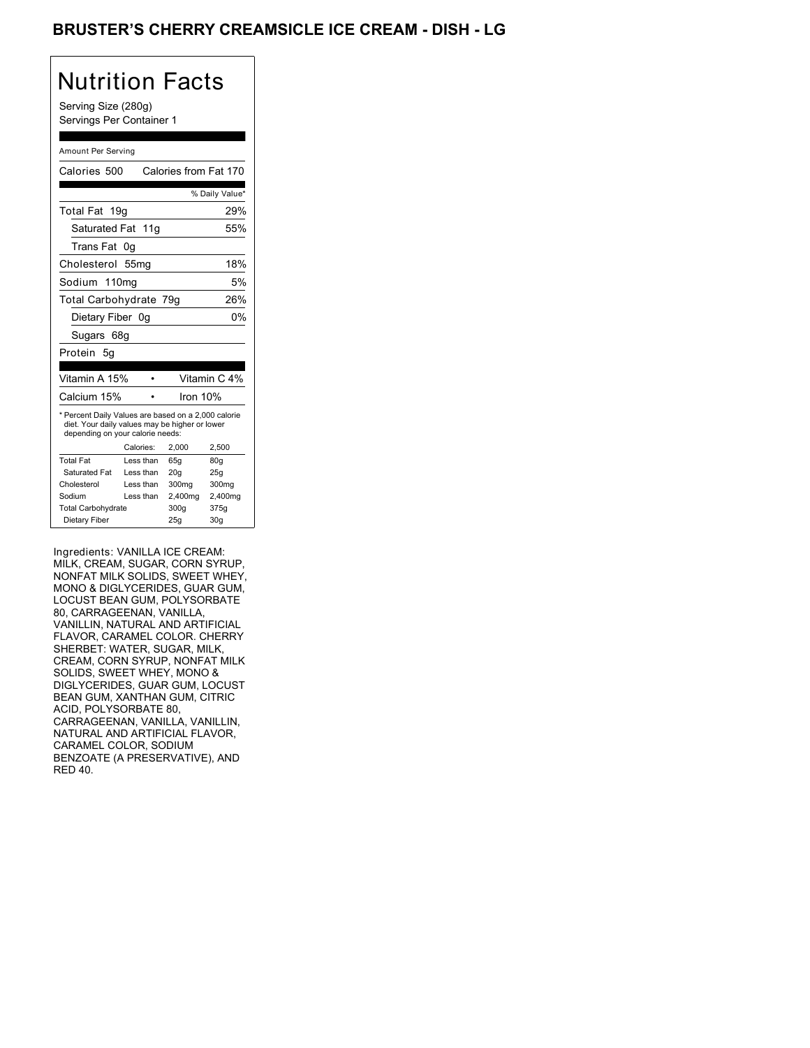## BRUSTER'S CHERRY CREAMSICLE ICE CREAM - DISH - LG

# Nutrition Facts

Serving Size (280g)
Servings Per Container 1

Amount Per Serving

| Calories 500 | Calories from Fat 170 |
|---|---|
| | % Daily Value* |
| Total Fat 19g | 29% |
| Saturated Fat 11g | 55% |
| Trans Fat 0g | |
| Cholesterol 55mg | 18% |
| Sodium 110mg | 5% |
| Total Carbohydrate 79g | 26% |
| Dietary Fiber 0g | 0% |
| Sugars 68g | |
| Protein 5g | |

| Vitamin A 15% | • | Vitamin C 4% |
|---|---|---|
| Calcium 15% | • | Iron 10% |

* Percent Daily Values are based on a 2,000 calorie diet. Your daily values may be higher or lower depending on your calorie needs:

| | Calories: | 2,000 | 2,500 |
|---|---|---|---|
| Total Fat | Less than | 65g | 80g |
| Saturated Fat | Less than | 20g | 25g |
| Cholesterol | Less than | 300mg | 300mg |
| Sodium | Less than | 2,400mg | 2,400mg |
| Total Carbohydrate | | 300g | 375g |
| Dietary Fiber | | 25g | 30g |

Ingredients: VANILLA ICE CREAM: MILK, CREAM, SUGAR, CORN SYRUP, NONFAT MILK SOLIDS, SWEET WHEY, MONO & DIGLYCERIDES, GUAR GUM, LOCUST BEAN GUM, POLYSORBATE 80, CARRAGEENAN, VANILLA, VANILLIN, NATURAL AND ARTIFICIAL FLAVOR, CARAMEL COLOR. CHERRY SHERBET: WATER, SUGAR, MILK, CREAM, CORN SYRUP, NONFAT MILK SOLIDS, SWEET WHEY, MONO & DIGLYCERIDES, GUAR GUM, LOCUST BEAN GUM, XANTHAN GUM, CITRIC ACID, POLYSORBATE 80, CARRAGEENAN, VANILLA, VANILLIN, NATURAL AND ARTIFICIAL FLAVOR, CARAMEL COLOR, SODIUM BENZOATE (A PRESERVATIVE), AND RED 40.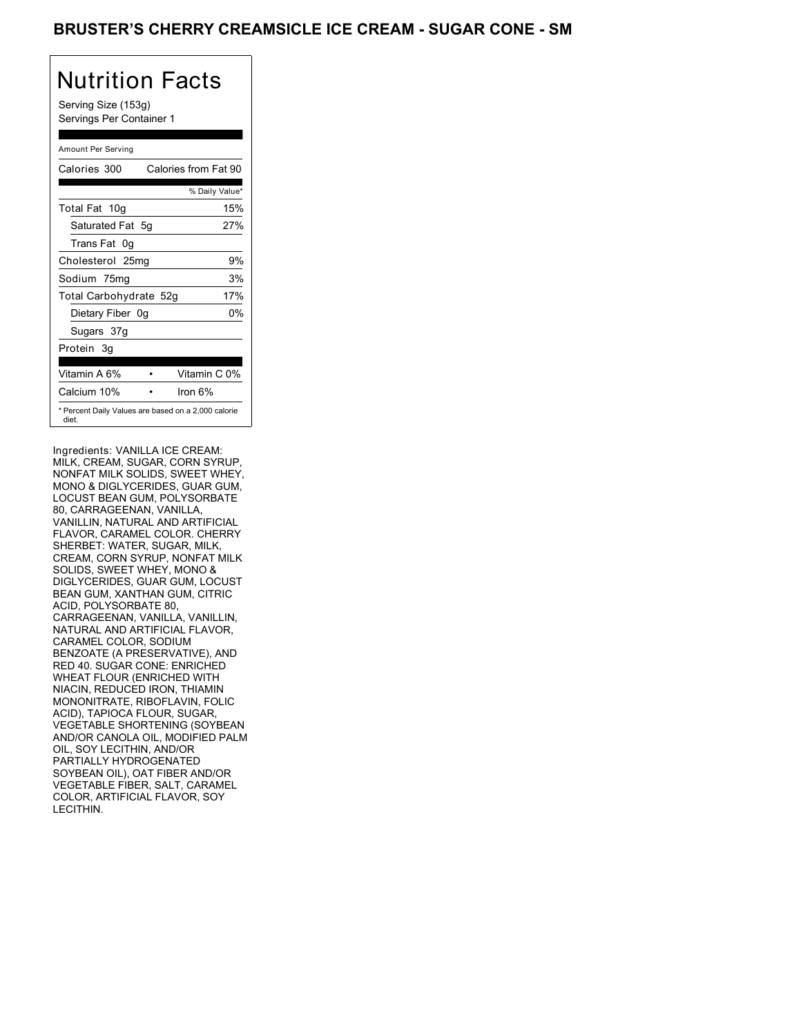# BRUSTER'S CHERRY CREAMSICLE ICE CREAM - SUGAR CONE - SM

## Nutrition Facts

Serving Size (153g)
Servings Per Container 1

Amount Per Serving

| Calories 300 | Calories from Fat 90 |
|---|---|
| | % Daily Value* |
| Total Fat 10g | 15% |
| Saturated Fat 5g | 27% |
| Trans Fat 0g | |
| Cholesterol 25mg | 9% |
| Sodium 75mg | 3% |
| Total Carbohydrate 52g | 17% |
| Dietary Fiber 0g | 0% |
| Sugars 37g | |
| Protein 3g | |

| Vitamin A 6% | • | Vitamin C 0% |
|---|---|---|
| Calcium 10% | • | Iron 6% |

* Percent Daily Values are based on a 2,000 calorie diet.

Ingredients: VANILLA ICE CREAM: MILK, CREAM, SUGAR, CORN SYRUP, NONFAT MILK SOLIDS, SWEET WHEY, MONO & DIGLYCERIDES, GUAR GUM, LOCUST BEAN GUM, POLYSORBATE 80, CARRAGEENAN, VANILLA, VANILLIN, NATURAL AND ARTIFICIAL FLAVOR, CARAMEL COLOR. CHERRY SHERBET: WATER, SUGAR, MILK, CREAM, CORN SYRUP, NONFAT MILK SOLIDS, SWEET WHEY, MONO & DIGLYCERIDES, GUAR GUM, LOCUST BEAN GUM, XANTHAN GUM, CITRIC ACID, POLYSORBATE 80, CARRAGEENAN, VANILLA, VANILLIN, NATURAL AND ARTIFICIAL FLAVOR, CARAMEL COLOR, SODIUM BENZOATE (A PRESERVATIVE), AND RED 40. SUGAR CONE: ENRICHED WHEAT FLOUR (ENRICHED WITH NIACIN, REDUCED IRON, THIAMIN MONONITRATE, RIBOFLAVIN, FOLIC ACID), TAPIOCA FLOUR, SUGAR, VEGETABLE SHORTENING (SOYBEAN AND/OR CANOLA OIL, MODIFIED PALM OIL, SOY LECITHIN, AND/OR PARTIALLY HYDROGENATED SOYBEAN OIL), OAT FIBER AND/OR VEGETABLE FIBER, SALT, CARAMEL COLOR, ARTIFICIAL FLAVOR, SOY LECITHIN.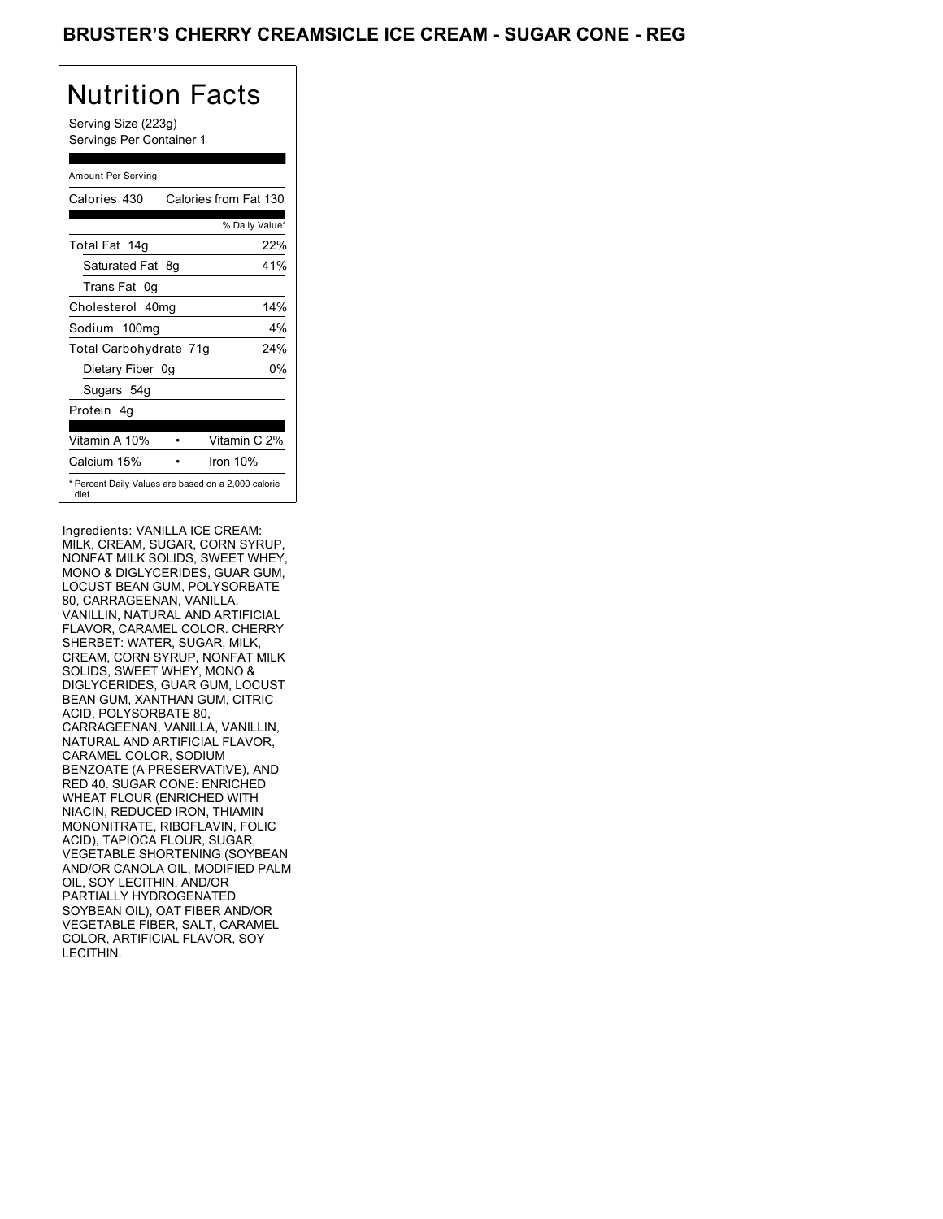# BRUSTER'S CHERRY CREAMSICLE ICE CREAM - SUGAR CONE - REG

## Nutrition Facts

Serving Size (223g)
Servings Per Container 1

Amount Per Serving

| Calories 430 | Calories from Fat 130 |
|---|---|
| | % Daily Value* |
| Total Fat 14g | 22% |
| Saturated Fat 8g | 41% |
| Trans Fat 0g | |
| Cholesterol 40mg | 14% |
| Sodium 100mg | 4% |
| Total Carbohydrate 71g | 24% |
| Dietary Fiber 0g | 0% |
| Sugars 54g | |
| Protein 4g | |

| Vitamin A 10% | Vitamin C 2% |
|---|---|
| Calcium 15% | Iron 10% |

* Percent Daily Values are based on a 2,000 calorie diet.

Ingredients: VANILLA ICE CREAM: MILK, CREAM, SUGAR, CORN SYRUP, NONFAT MILK SOLIDS, SWEET WHEY, MONO & DIGLYCERIDES, GUAR GUM, LOCUST BEAN GUM, POLYSORBATE 80, CARRAGEENAN, VANILLA, VANILLIN, NATURAL AND ARTIFICIAL FLAVOR, CARAMEL COLOR. CHERRY SHERBET: WATER, SUGAR, MILK, CREAM, CORN SYRUP, NONFAT MILK SOLIDS, SWEET WHEY, MONO & DIGLYCERIDES, GUAR GUM, LOCUST BEAN GUM, XANTHAN GUM, CITRIC ACID, POLYSORBATE 80, CARRAGEENAN, VANILLA, VANILLIN, NATURAL AND ARTIFICIAL FLAVOR, CARAMEL COLOR, SODIUM BENZOATE (A PRESERVATIVE), AND RED 40. SUGAR CONE: ENRICHED WHEAT FLOUR (ENRICHED WITH NIACIN, REDUCED IRON, THIAMIN MONONITRATE, RIBOFLAVIN, FOLIC ACID), TAPIOCA FLOUR, SUGAR, VEGETABLE SHORTENING (SOYBEAN AND/OR CANOLA OIL, MODIFIED PALM OIL, SOY LECITHIN, AND/OR PARTIALLY HYDROGENATED SOYBEAN OIL), OAT FIBER AND/OR VEGETABLE FIBER, SALT, CARAMEL COLOR, ARTIFICIAL FLAVOR, SOY LECITHIN.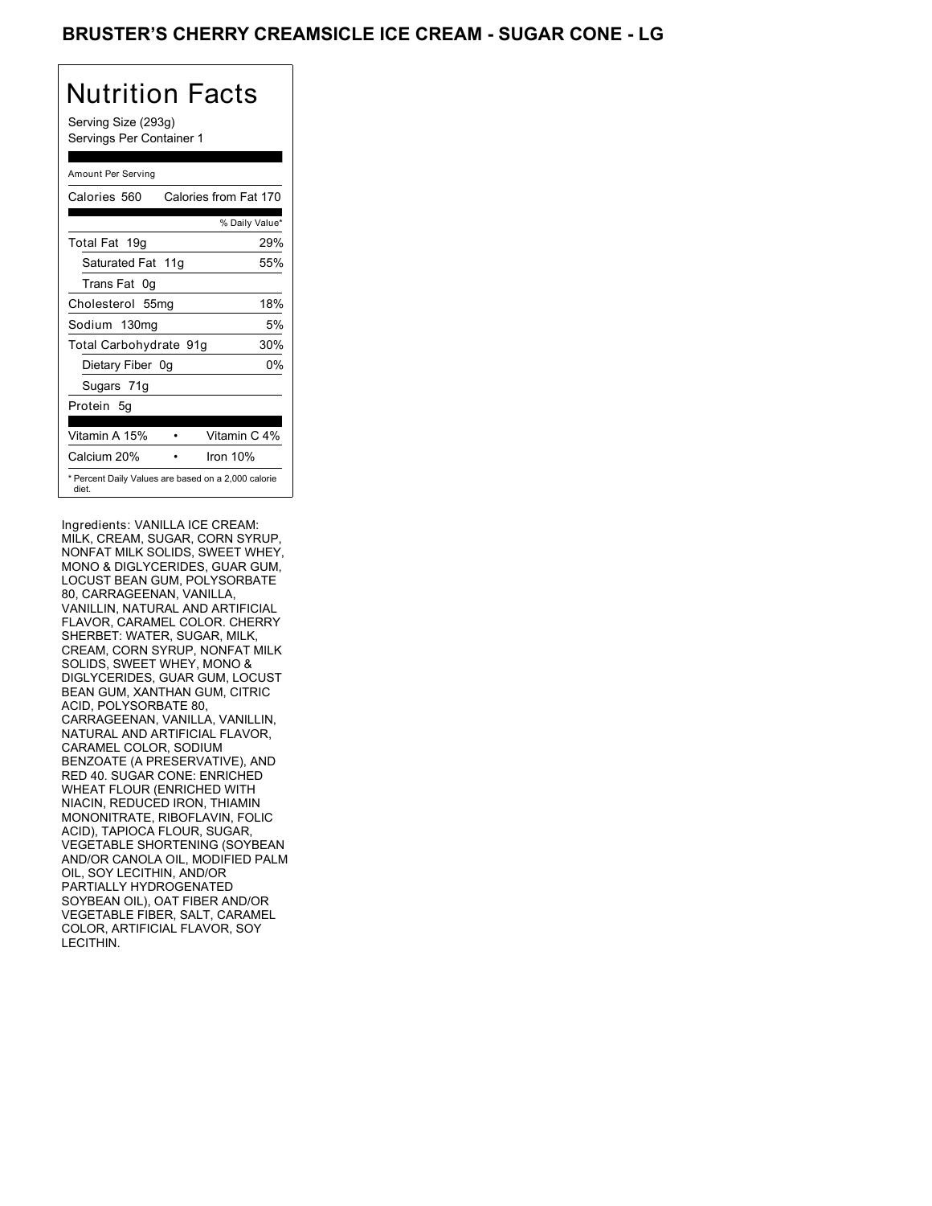# BRUSTER'S CHERRY CREAMSICLE ICE CREAM - SUGAR CONE - LG

## Nutrition Facts

Serving Size (293g)
Servings Per Container 1

| Amount Per Serving | |
|---|---|
| Calories 560 | Calories from Fat 170 |
| | % Daily Value* |
| Total Fat 19g | 29% |
| Saturated Fat 11g | 55% |
| Trans Fat 0g | |
| Cholesterol 55mg | 18% |
| Sodium 130mg | 5% |
| Total Carbohydrate 91g | 30% |
| Dietary Fiber 0g | 0% |
| Sugars 71g | |
| Protein 5g | |
| Vitamin A 15% | Vitamin C 4% |
| Calcium 20% | Iron 10% |

* Percent Daily Values are based on a 2,000 calorie diet.

Ingredients: VANILLA ICE CREAM: MILK, CREAM, SUGAR, CORN SYRUP, NONFAT MILK SOLIDS, SWEET WHEY, MONO & DIGLYCERIDES, GUAR GUM, LOCUST BEAN GUM, POLYSORBATE 80, CARRAGEENAN, VANILLA, VANILLIN, NATURAL AND ARTIFICIAL FLAVOR, CARAMEL COLOR. CHERRY SHERBET: WATER, SUGAR, MILK, CREAM, CORN SYRUP, NONFAT MILK SOLIDS, SWEET WHEY, MONO & DIGLYCERIDES, GUAR GUM, LOCUST BEAN GUM, XANTHAN GUM, CITRIC ACID, POLYSORBATE 80, CARRAGEENAN, VANILLA, VANILLIN, NATURAL AND ARTIFICIAL FLAVOR, CARAMEL COLOR, SODIUM BENZOATE (A PRESERVATIVE), AND RED 40. SUGAR CONE: ENRICHED WHEAT FLOUR (ENRICHED WITH NIACIN, REDUCED IRON, THIAMIN MONONITRATE, RIBOFLAVIN, FOLIC ACID), TAPIOCA FLOUR, SUGAR, VEGETABLE SHORTENING (SOYBEAN AND/OR CANOLA OIL, MODIFIED PALM OIL, SOY LECITHIN, AND/OR PARTIALLY HYDROGENATED SOYBEAN OIL), OAT FIBER AND/OR VEGETABLE FIBER, SALT, CARAMEL COLOR, ARTIFICIAL FLAVOR, SOY LECITHIN.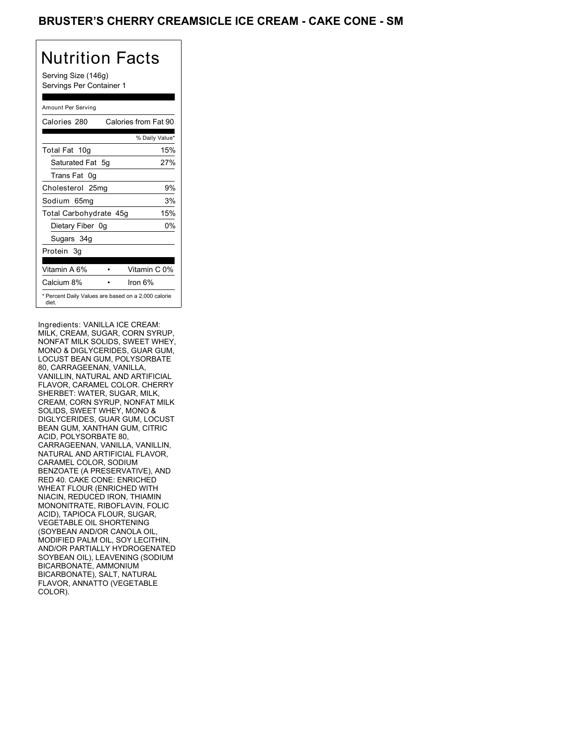# BRUSTER'S CHERRY CREAMSICLE ICE CREAM - CAKE CONE - SM

## Nutrition Facts

Serving Size (146g)
Servings Per Container 1

Amount Per Serving

| Calories 280 | Calories from Fat 90 |
|---|---|
| | % Daily Value* |
| Total Fat 10g | 15% |
| Saturated Fat 5g | 27% |
| Trans Fat 0g | |
| Cholesterol 25mg | 9% |
| Sodium 65mg | 3% |
| Total Carbohydrate 45g | 15% |
| Dietary Fiber 0g | 0% |
| Sugars 34g | |
| Protein 3g | |

| Vitamin A 6% | • | Vitamin C 0% |
|---|---|---|
| Calcium 8% | • | Iron 6% |

* Percent Daily Values are based on a 2,000 calorie diet.

Ingredients: VANILLA ICE CREAM: MILK, CREAM, SUGAR, CORN SYRUP, NONFAT MILK SOLIDS, SWEET WHEY, MONO & DIGLYCERIDES, GUAR GUM, LOCUST BEAN GUM, POLYSORBATE 80, CARRAGEENAN, VANILLA, VANILLIN, NATURAL AND ARTIFICIAL FLAVOR, CARAMEL COLOR. CHERRY SHERBET: WATER, SUGAR, MILK, CREAM, CORN SYRUP, NONFAT MILK SOLIDS, SWEET WHEY, MONO & DIGLYCERIDES, GUAR GUM, LOCUST BEAN GUM, XANTHAN GUM, CITRIC ACID, POLYSORBATE 80, CARRAGEENAN, VANILLA, VANILLIN, NATURAL AND ARTIFICIAL FLAVOR, CARAMEL COLOR, SODIUM BENZOATE (A PRESERVATIVE), AND RED 40. CAKE CONE: ENRICHED WHEAT FLOUR (ENRICHED WITH NIACIN, REDUCED IRON, THIAMIN MONONITRATE, RIBOFLAVIN, FOLIC ACID), TAPIOCA FLOUR, SUGAR, VEGETABLE OIL SHORTENING (SOYBEAN AND/OR CANOLA OIL, MODIFIED PALM OIL, SOY LECITHIN, AND/OR PARTIALLY HYDROGENATED SOYBEAN OIL), LEAVENING (SODIUM BICARBONATE, AMMONIUM BICARBONATE), SALT, NATURAL FLAVOR, ANNATTO (VEGETABLE COLOR).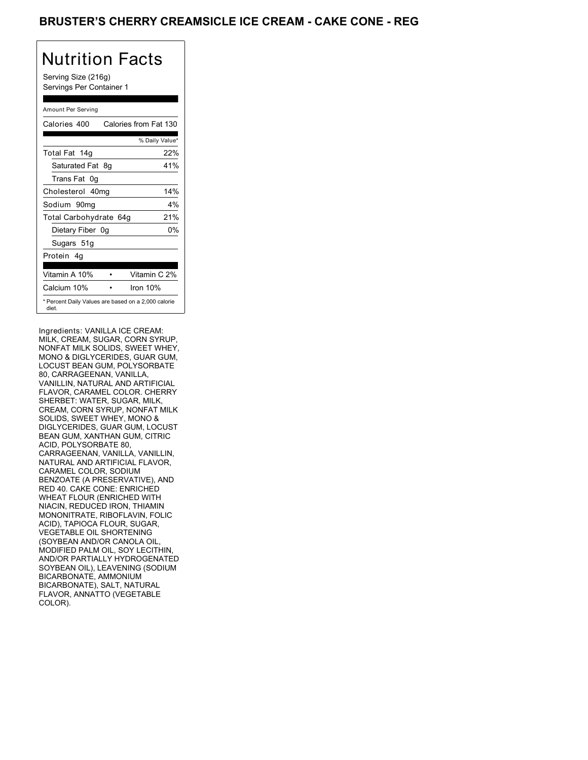# BRUSTER'S CHERRY CREAMSICLE ICE CREAM - CAKE CONE - REG

## Nutrition Facts

Serving Size (216g)
Servings Per Container 1

Amount Per Serving

| Calories 400 | Calories from Fat 130 |
|---|---|
| | % Daily Value* |
| Total Fat 14g | 22% |
| Saturated Fat 8g | 41% |
| Trans Fat 0g | |
| Cholesterol 40mg | 14% |
| Sodium 90mg | 4% |
| Total Carbohydrate 64g | 21% |
| Dietary Fiber 0g | 0% |
| Sugars 51g | |
| Protein 4g | |
| Vitamin A 10% • | Vitamin C 2% |
| Calcium 10% • | Iron 10% |

* Percent Daily Values are based on a 2,000 calorie diet.

Ingredients: VANILLA ICE CREAM: MILK, CREAM, SUGAR, CORN SYRUP, NONFAT MILK SOLIDS, SWEET WHEY, MONO & DIGLYCERIDES, GUAR GUM, LOCUST BEAN GUM, POLYSORBATE 80, CARRAGEENAN, VANILLA, VANILLIN, NATURAL AND ARTIFICIAL FLAVOR, CARAMEL COLOR. CHERRY SHERBET: WATER, SUGAR, MILK, CREAM, CORN SYRUP, NONFAT MILK SOLIDS, SWEET WHEY, MONO & DIGLYCERIDES, GUAR GUM, LOCUST BEAN GUM, XANTHAN GUM, CITRIC ACID, POLYSORBATE 80, CARRAGEENAN, VANILLA, VANILLIN, NATURAL AND ARTIFICIAL FLAVOR, CARAMEL COLOR, SODIUM BENZOATE (A PRESERVATIVE), AND RED 40. CAKE CONE: ENRICHED WHEAT FLOUR (ENRICHED WITH NIACIN, REDUCED IRON, THIAMIN MONONITRATE, RIBOFLAVIN, FOLIC ACID), TAPIOCA FLOUR, SUGAR, VEGETABLE OIL SHORTENING (SOYBEAN AND/OR CANOLA OIL, MODIFIED PALM OIL, SOY LECITHIN, AND/OR PARTIALLY HYDROGENATED SOYBEAN OIL), LEAVENING (SODIUM BICARBONATE, AMMONIUM BICARBONATE), SALT, NATURAL FLAVOR, ANNATTO (VEGETABLE COLOR).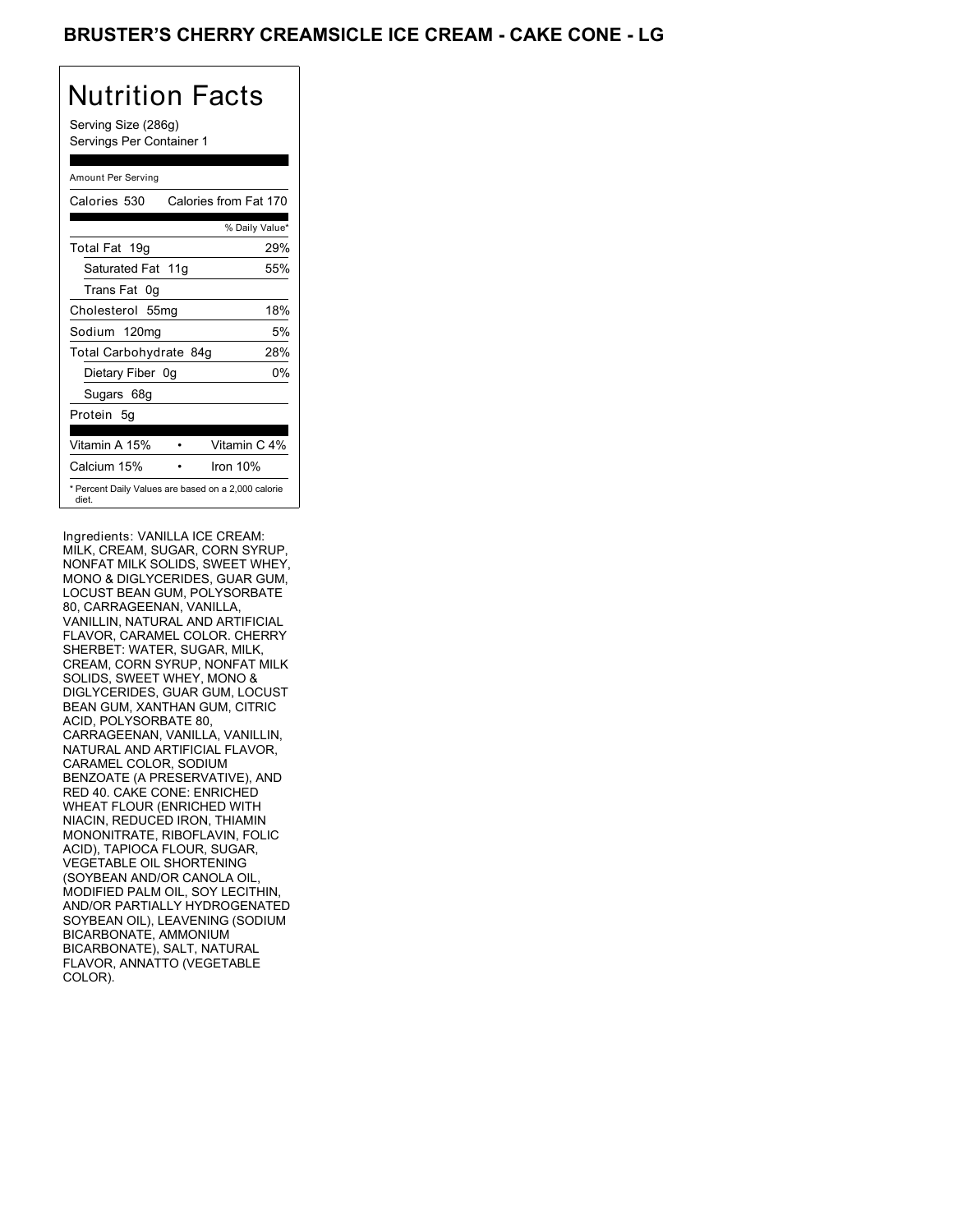# BRUSTER'S CHERRY CREAMSICLE ICE CREAM - CAKE CONE - LG

## Nutrition Facts

Serving Size (286g)
Servings Per Container 1

| Amount Per Serving | |
|---|---|
| Calories 530 | Calories from Fat 170 |
| | % Daily Value* |
| Total Fat 19g | 29% |
| Saturated Fat 11g | 55% |
| Trans Fat 0g | |
| Cholesterol 55mg | 18% |
| Sodium 120mg | 5% |
| Total Carbohydrate 84g | 28% |
| Dietary Fiber 0g | 0% |
| Sugars 68g | |
| Protein 5g | |
| Vitamin A 15% • | Vitamin C 4% |
| Calcium 15% • | Iron 10% |

* Percent Daily Values are based on a 2,000 calorie diet.

Ingredients: VANILLA ICE CREAM: MILK, CREAM, SUGAR, CORN SYRUP, NONFAT MILK SOLIDS, SWEET WHEY, MONO & DIGLYCERIDES, GUAR GUM, LOCUST BEAN GUM, POLYSORBATE 80, CARRAGEENAN, VANILLA, VANILLIN, NATURAL AND ARTIFICIAL FLAVOR, CARAMEL COLOR. CHERRY SHERBET: WATER, SUGAR, MILK, CREAM, CORN SYRUP, NONFAT MILK SOLIDS, SWEET WHEY, MONO & DIGLYCERIDES, GUAR GUM, LOCUST BEAN GUM, XANTHAN GUM, CITRIC ACID, POLYSORBATE 80, CARRAGEENAN, VANILLA, VANILLIN, NATURAL AND ARTIFICIAL FLAVOR, CARAMEL COLOR, SODIUM BENZOATE (A PRESERVATIVE), AND RED 40. CAKE CONE: ENRICHED WHEAT FLOUR (ENRICHED WITH NIACIN, REDUCED IRON, THIAMIN MONONITRATE, RIBOFLAVIN, FOLIC ACID), TAPIOCA FLOUR, SUGAR, VEGETABLE OIL SHORTENING (SOYBEAN AND/OR CANOLA OIL, MODIFIED PALM OIL, SOY LECITHIN, AND/OR PARTIALLY HYDROGENATED SOYBEAN OIL), LEAVENING (SODIUM BICARBONATE, AMMONIUM BICARBONATE), SALT, NATURAL FLAVOR, ANNATTO (VEGETABLE COLOR).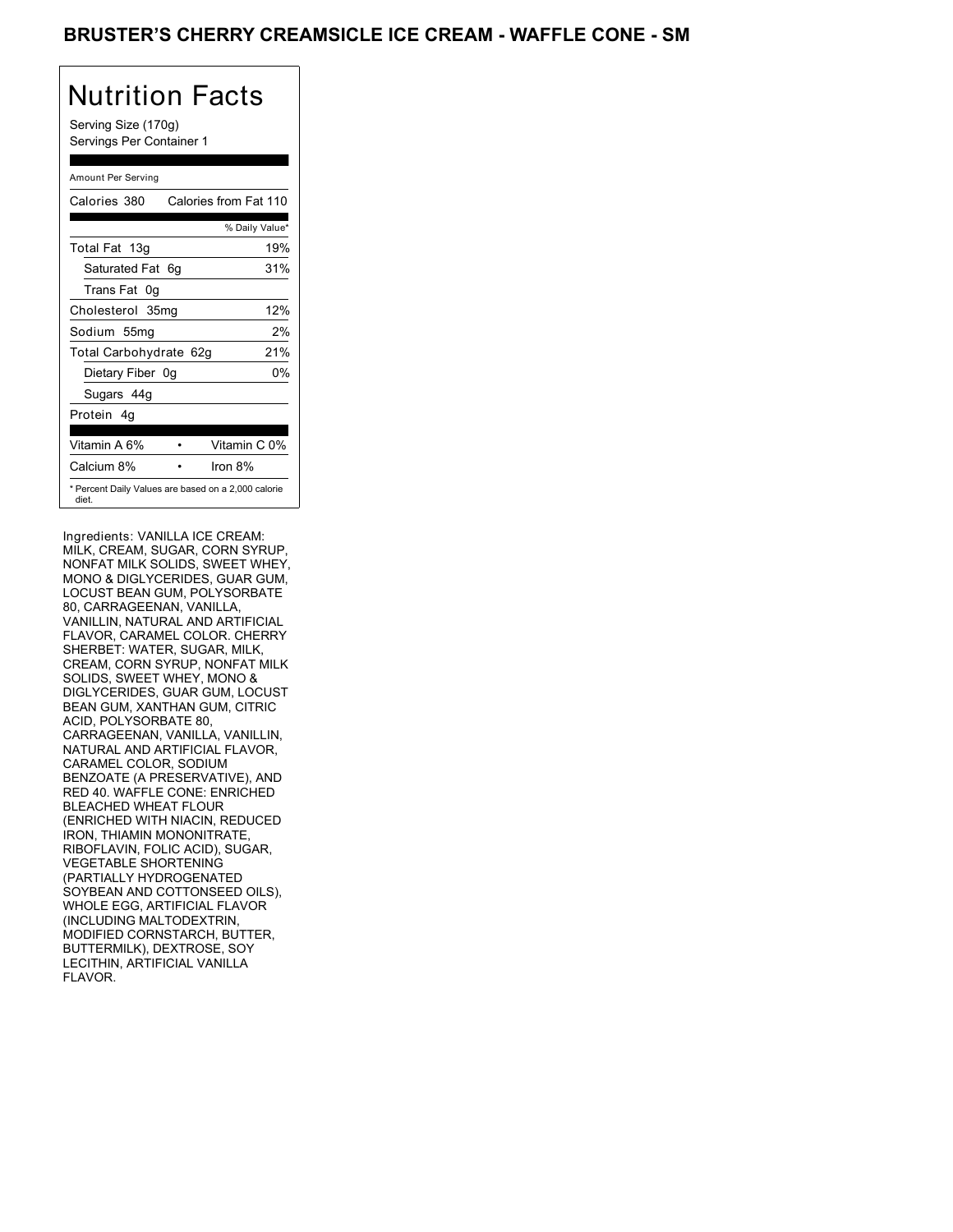# BRUSTER'S CHERRY CREAMSICLE ICE CREAM - WAFFLE CONE - SM

## Nutrition Facts

Serving Size (170g)
Servings Per Container 1

Amount Per Serving

| Calories 380 | Calories from Fat 110 |
|---|---|
| | % Daily Value* |
| Total Fat 13g | 19% |
| Saturated Fat 6g | 31% |
| Trans Fat 0g | |
| Cholesterol 35mg | 12% |
| Sodium 55mg | 2% |
| Total Carbohydrate 62g | 21% |
| Dietary Fiber 0g | 0% |
| Sugars 44g | |
| Protein 4g | |

| Vitamin A 6% | • | Vitamin C 0% |
|---|---|---|
| Calcium 8% | • | Iron 8% |

* Percent Daily Values are based on a 2,000 calorie diet.

Ingredients: VANILLA ICE CREAM: MILK, CREAM, SUGAR, CORN SYRUP, NONFAT MILK SOLIDS, SWEET WHEY, MONO & DIGLYCERIDES, GUAR GUM, LOCUST BEAN GUM, POLYSORBATE 80, CARRAGEENAN, VANILLA, VANILLIN, NATURAL AND ARTIFICIAL FLAVOR, CARAMEL COLOR. CHERRY SHERBET: WATER, SUGAR, MILK, CREAM, CORN SYRUP, NONFAT MILK SOLIDS, SWEET WHEY, MONO & DIGLYCERIDES, GUAR GUM, LOCUST BEAN GUM, XANTHAN GUM, CITRIC ACID, POLYSORBATE 80, CARRAGEENAN, VANILLA, VANILLIN, NATURAL AND ARTIFICIAL FLAVOR, CARAMEL COLOR, SODIUM BENZOATE (A PRESERVATIVE), AND RED 40. WAFFLE CONE: ENRICHED BLEACHED WHEAT FLOUR (ENRICHED WITH NIACIN, REDUCED IRON, THIAMIN MONONITRATE, RIBOFLAVIN, FOLIC ACID), SUGAR, VEGETABLE SHORTENING (PARTIALLY HYDROGENATED SOYBEAN AND COTTONSEED OILS), WHOLE EGG, ARTIFICIAL FLAVOR (INCLUDING MALTODEXTRIN, MODIFIED CORNSTARCH, BUTTER, BUTTERMILK), DEXTROSE, SOY LECITHIN, ARTIFICIAL VANILLA FLAVOR.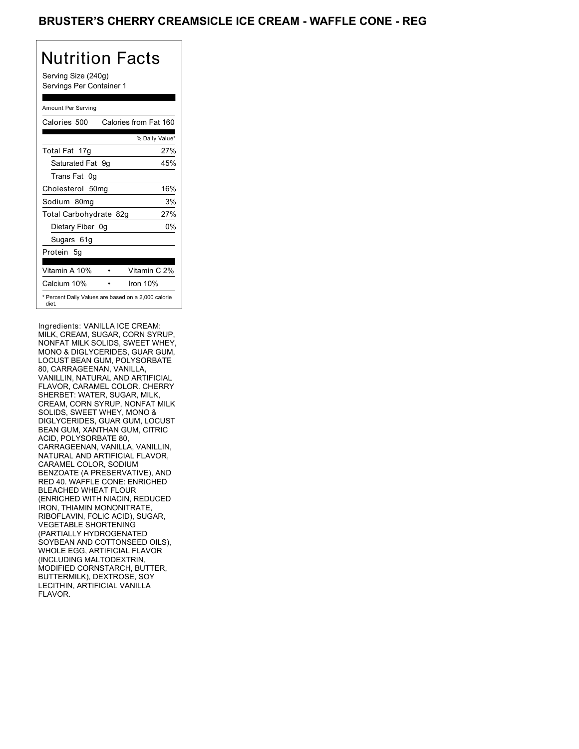# BRUSTER'S CHERRY CREAMSICLE ICE CREAM - WAFFLE CONE - REG

## Nutrition Facts

Serving Size (240g)
Servings Per Container 1

| Amount Per Serving | |
|---|---|
| Calories 500 | Calories from Fat 160 |
| | % Daily Value* |
| Total Fat 17g | 27% |
| Saturated Fat 9g | 45% |
| Trans Fat 0g | |
| Cholesterol 50mg | 16% |
| Sodium 80mg | 3% |
| Total Carbohydrate 82g | 27% |
| Dietary Fiber 0g | 0% |
| Sugars 61g | |
| Protein 5g | |
| Vitamin A 10% | Vitamin C 2% |
| Calcium 10% | Iron 10% |

* Percent Daily Values are based on a 2,000 calorie diet.

Ingredients: VANILLA ICE CREAM: MILK, CREAM, SUGAR, CORN SYRUP, NONFAT MILK SOLIDS, SWEET WHEY, MONO & DIGLYCERIDES, GUAR GUM, LOCUST BEAN GUM, POLYSORBATE 80, CARRAGEENAN, VANILLA, VANILLIN, NATURAL AND ARTIFICIAL FLAVOR, CARAMEL COLOR. CHERRY SHERBET: WATER, SUGAR, MILK, CREAM, CORN SYRUP, NONFAT MILK SOLIDS, SWEET WHEY, MONO & DIGLYCERIDES, GUAR GUM, LOCUST BEAN GUM, XANTHAN GUM, CITRIC ACID, POLYSORBATE 80, CARRAGEENAN, VANILLA, VANILLIN, NATURAL AND ARTIFICIAL FLAVOR, CARAMEL COLOR, SODIUM BENZOATE (A PRESERVATIVE), AND RED 40. WAFFLE CONE: ENRICHED BLEACHED WHEAT FLOUR (ENRICHED WITH NIACIN, REDUCED IRON, THIAMIN MONONITRATE, RIBOFLAVIN, FOLIC ACID), SUGAR, VEGETABLE SHORTENING (PARTIALLY HYDROGENATED SOYBEAN AND COTTONSEED OILS), WHOLE EGG, ARTIFICIAL FLAVOR (INCLUDING MALTODEXTRIN, MODIFIED CORNSTARCH, BUTTER, BUTTERMILK), DEXTROSE, SOY LECITHIN, ARTIFICIAL VANILLA FLAVOR.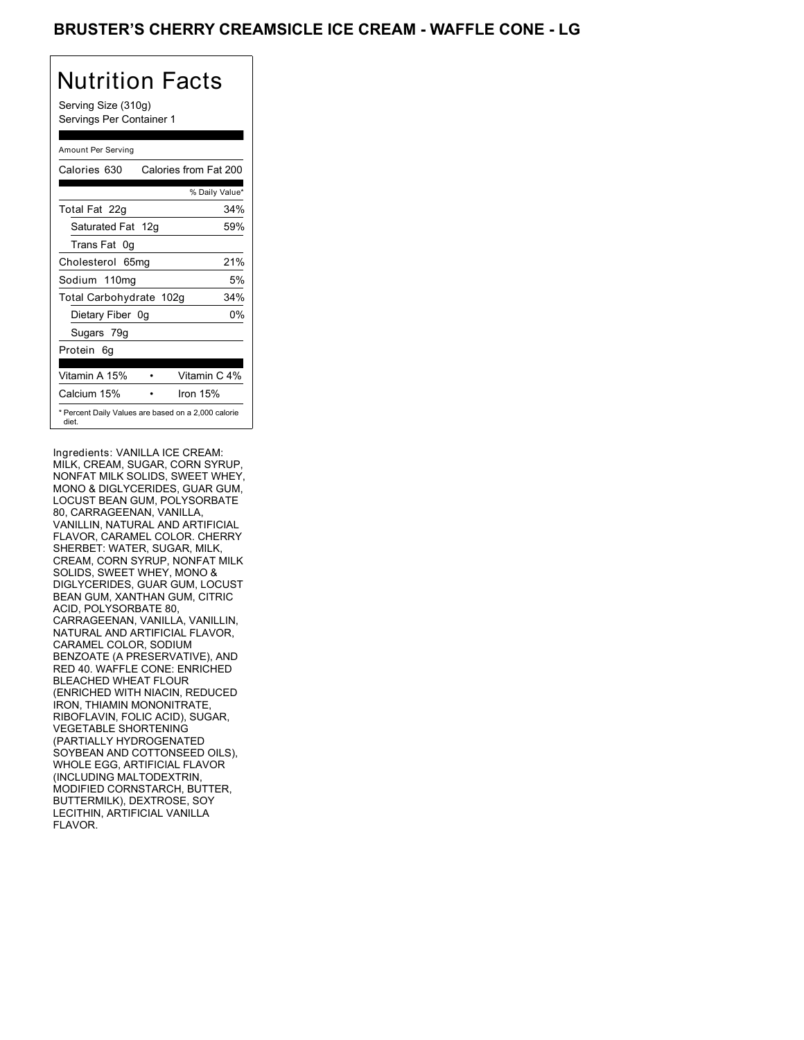# BRUSTER'S CHERRY CREAMSICLE ICE CREAM - WAFFLE CONE - LG

## Nutrition Facts

Serving Size (310g)
Servings Per Container 1

Amount Per Serving

| | |
|---|---|
| Calories 630 | Calories from Fat 200 |
| | % Daily Value* |
| Total Fat 22g | 34% |
| Saturated Fat 12g | 59% |
| Trans Fat 0g | |
| Cholesterol 65mg | 21% |
| Sodium 110mg | 5% |
| Total Carbohydrate 102g | 34% |
| Dietary Fiber 0g | 0% |
| Sugars 79g | |
| Protein 6g | |
| Vitamin A 15% | Vitamin C 4% |
| Calcium 15% | Iron 15% |

* Percent Daily Values are based on a 2,000 calorie diet.

Ingredients: VANILLA ICE CREAM: MILK, CREAM, SUGAR, CORN SYRUP, NONFAT MILK SOLIDS, SWEET WHEY, MONO & DIGLYCERIDES, GUAR GUM, LOCUST BEAN GUM, POLYSORBATE 80, CARRAGEENAN, VANILLA, VANILLIN, NATURAL AND ARTIFICIAL FLAVOR, CARAMEL COLOR. CHERRY SHERBET: WATER, SUGAR, MILK, CREAM, CORN SYRUP, NONFAT MILK SOLIDS, SWEET WHEY, MONO & DIGLYCERIDES, GUAR GUM, LOCUST BEAN GUM, XANTHAN GUM, CITRIC ACID, POLYSORBATE 80, CARRAGEENAN, VANILLA, VANILLIN, NATURAL AND ARTIFICIAL FLAVOR, CARAMEL COLOR, SODIUM BENZOATE (A PRESERVATIVE), AND RED 40. WAFFLE CONE: ENRICHED BLEACHED WHEAT FLOUR (ENRICHED WITH NIACIN, REDUCED IRON, THIAMIN MONONITRATE, RIBOFLAVIN, FOLIC ACID), SUGAR, VEGETABLE SHORTENING (PARTIALLY HYDROGENATED SOYBEAN AND COTTONSEED OILS), WHOLE EGG, ARTIFICIAL FLAVOR (INCLUDING MALTODEXTRIN, MODIFIED CORNSTARCH, BUTTER, BUTTERMILK), DEXTROSE, SOY LECITHIN, ARTIFICIAL VANILLA FLAVOR.